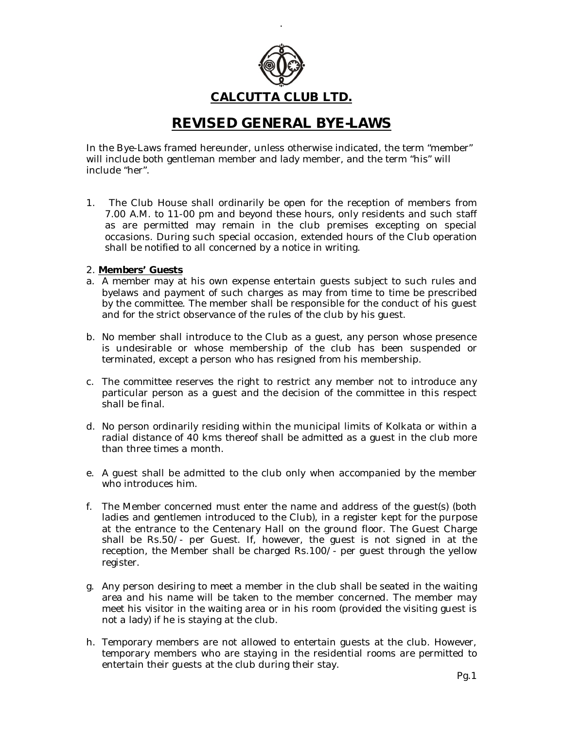# CALCUTTA CLUB LTD.

## REVISED GENERAL BYE-LAWS

In the Bye-Laws framed hereunder, unless otherwise indicated, the term "member" will include both gentleman member and lady member, and the term "his" will include "her".

1. The Club House shall ordinarily be open for the reception of members from 7.00 A.M. to 11-00 pm and beyond these hours, only residents and such staff as are permitted may remain in the club premises excepting on special occasions. During such special occasion, extended hours of the Club operation shall be notified to all concerned by a notice in writing.

2. **Members' Guests**

a. A member may at his own expense entertain guests subject to such rules and byelaws and payment of such charges as may from time to time be prescribed by the committee. The member shall be responsible for the conduct of his guest and for the strict observance of the rules of the club by his guest.

b. No member shall introduce to the Club as a guest, any person whose presence is undesirable or whose membership of the club has been suspended or terminated, except a person who has resigned from his membership.

c. The committee reserves the right to restrict any member not to introduce any particular person as a guest and the decision of the committee in this respect shall be final.

d. No person ordinarily residing within the municipal limits of Kolkata or within a radial distance of 40 kms thereof shall be admitted as a guest in the club more than three times a month.

e. A guest shall be admitted to the club only when accompanied by the member who introduces him.

f. The Member concerned must enter the name and address of the guest(s) (both ladies and gentlemen introduced to the Club), in a register kept for the purpose at the entrance to the Centenary Hall on the ground floor. The Guest Charge shall be Rs.50/- per Guest. If, however, the guest is not signed in at the reception, the Member shall be charged Rs.100/- per guest through the yellow register.

g. Any person desiring to meet a member in the club shall be seated in the waiting area and his name will be taken to the member concerned. The member may meet his visitor in the waiting area or in his room (provided the visiting guest is not a lady) if he is staying at the club.

h. Temporary members are not allowed to entertain guests at the club. However, temporary members who are staying in the residential rooms are permitted to entertain their guests at the club during their stay.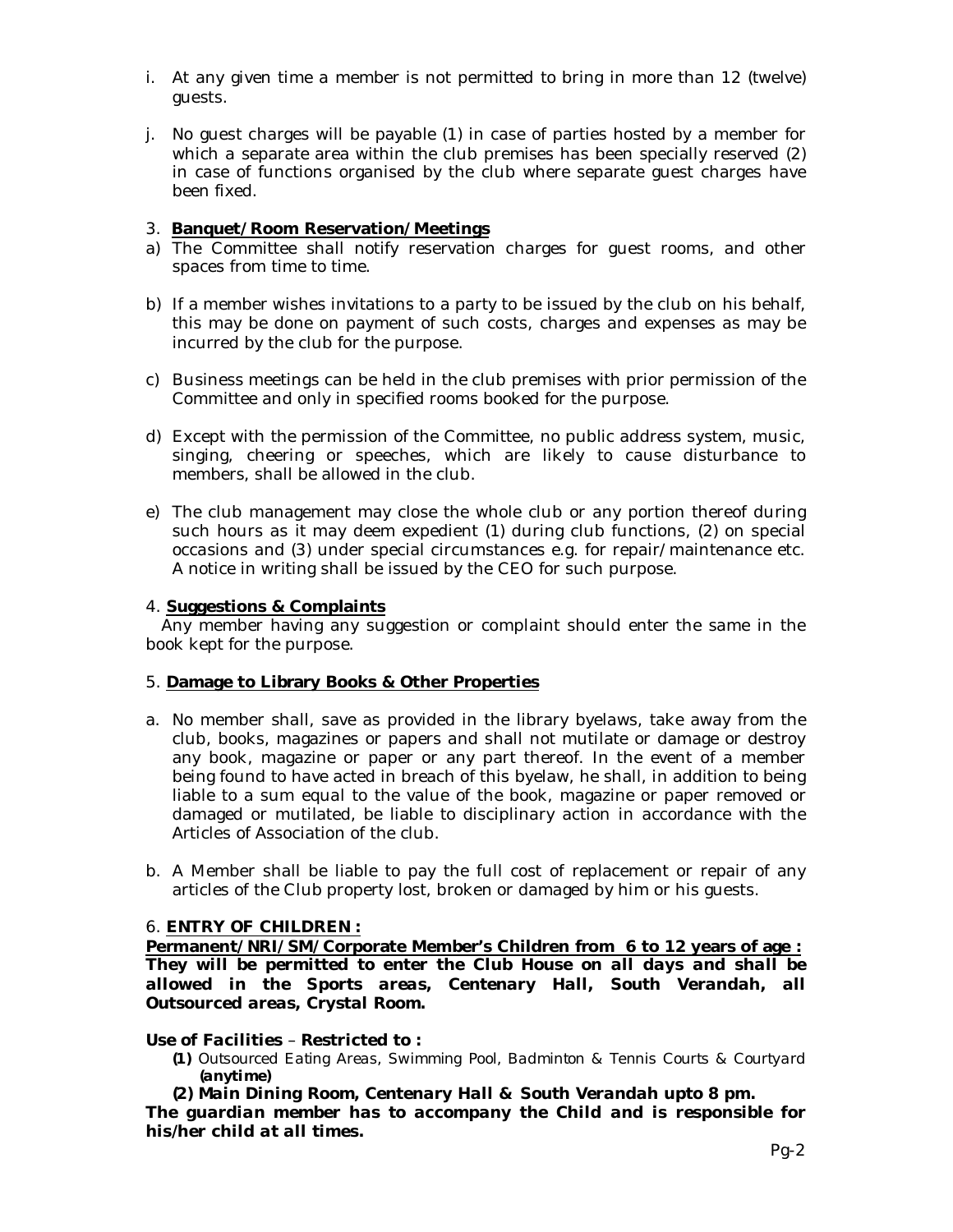i. At any given time a member is not permitted to bring in more than 12 (twelve) guests.

j. No guest charges will be payable (1) in case of parties hosted by a member for which a separate area within the club premises has been specially reserved (2) in case of functions organised by the club where separate guest charges have been fixed.

3. **Banquet/Room Reservation/Meetings**

a) The Committee shall notify reservation charges for guest rooms, and other spaces from time to time.

b) If a member wishes invitations to a party to be issued by the club on his behalf, this may be done on payment of such costs, charges and expenses as may be incurred by the club for the purpose.

c) Business meetings can be held in the club premises with prior permission of the Committee and only in specified rooms booked for the purpose.

d) Except with the permission of the Committee, no public address system, music, singing, cheering or speeches, which are likely to cause disturbance to members, shall be allowed in the club.

e) The club management may close the whole club or any portion thereof during such hours as it may deem expedient (1) during club functions, (2) on special occasions and (3) under special circumstances e.g. for repair/maintenance etc. A notice in writing shall be issued by the CEO for such purpose.

4. **Suggestions & Complaints**

Any member having any suggestion or complaint should enter the same in the book kept for the purpose.

5. **Damage to Library Books & Other Properties**

a. No member shall, save as provided in the library byelaws, take away from the club, books, magazines or papers and shall not mutilate or damage or destroy any book, magazine or paper or any part thereof. In the event of a member being found to have acted in breach of this byelaw, he shall, in addition to being liable to a sum equal to the value of the book, magazine or paper removed or damaged or mutilated, be liable to disciplinary action in accordance with the Articles of Association of the club.

b. A Member shall be liable to pay the full cost of replacement or repair of any articles of the Club property lost, broken or damaged by him or his guests.

6. **ENTRY OF CHILDREN :**

**Permanent/NRI/SM/Corporate Member's Children from 6 to 12 years of age :**
**They will be permitted to enter the Club House on all days and shall be allowed in the Sports areas, Centenary Hall, South Verandah, all Outsourced areas, Crystal Room.**

**Use of Facilities – Restricted to :**

**(1)** Outsourced Eating Areas, Swimming Pool, Badminton & Tennis Courts & Courtyard **(anytime)**

**(2) Main Dining Room, Centenary Hall & South Verandah upto 8 pm.**

**The guardian member has to accompany the Child and is responsible for his/her child at all times.**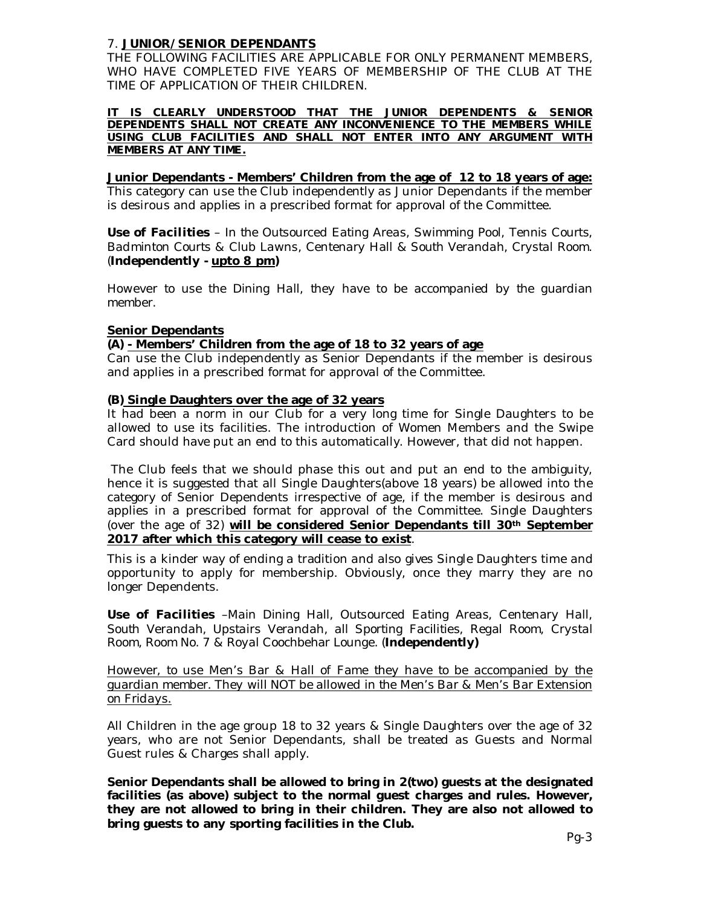## 7. **JUNIOR/SENIOR DEPENDANTS**

THE FOLLOWING FACILITIES ARE APPLICABLE FOR ONLY PERMANENT MEMBERS, WHO HAVE COMPLETED FIVE YEARS OF MEMBERSHIP OF THE CLUB AT THE TIME OF APPLICATION OF THEIR CHILDREN.

**IT IS CLEARLY UNDERSTOOD THAT THE JUNIOR DEPENDENTS & SENIOR DEPENDENTS SHALL NOT CREATE ANY INCONVENIENCE TO THE MEMBERS WHILE USING CLUB FACILITIES AND SHALL NOT ENTER INTO ANY ARGUMENT WITH MEMBERS AT ANY TIME.**

**Junior Dependants - Members' Children from the age of 12 to 18 years of age:**
This category can use the Club independently as Junior Dependants if the member is desirous and applies in a prescribed format for approval of the Committee.

**Use of Facilities** – In the Outsourced Eating Areas, Swimming Pool, Tennis Courts, Badminton Courts & Club Lawns, Centenary Hall & South Verandah, Crystal Room. (**Independently - upto 8 pm**)

However to use the Dining Hall, they have to be accompanied by the guardian member.

**Senior Dependants**

**(A) - Members' Children from the age of 18 to 32 years of age**
Can use the Club independently as Senior Dependants if the member is desirous and applies in a prescribed format for approval of the Committee.

**(B) Single Daughters over the age of 32 years**
It had been a norm in our Club for a very long time for Single Daughters to be allowed to use its facilities. The introduction of Women Members and the Swipe Card should have put an end to this automatically. However, that did not happen.

The Club feels that we should phase this out and put an end to the ambiguity, hence it is suggested that all Single Daughters(above 18 years) be allowed into the category of Senior Dependents irrespective of age, if the member is desirous and applies in a prescribed format for approval of the Committee. Single Daughters (over the age of 32) **will be considered Senior Dependants till 30th September 2017 after which this category will cease to exist**.

This is a kinder way of ending a tradition and also gives Single Daughters time and opportunity to apply for membership. Obviously, once they marry they are no longer Dependents.

**Use of Facilities** –Main Dining Hall, Outsourced Eating Areas, Centenary Hall, South Verandah, Upstairs Verandah, all Sporting Facilities, Regal Room, Crystal Room, Room No. 7 & Royal Coochbehar Lounge. (**Independently)**

However, to use Men's Bar & Hall of Fame they have to be accompanied by the guardian member. They will NOT be allowed in the Men's Bar & Men's Bar Extension on Fridays.

All Children in the age group 18 to 32 years & Single Daughters over the age of 32 years, who are not Senior Dependants, shall be treated as Guests and Normal Guest rules & Charges shall apply.

**Senior Dependants shall be allowed to bring in 2(two) guests at the designated facilities (as above) subject to the normal guest charges and rules. However, they are not allowed to bring in their children. They are also not allowed to bring guests to any sporting facilities in the Club.**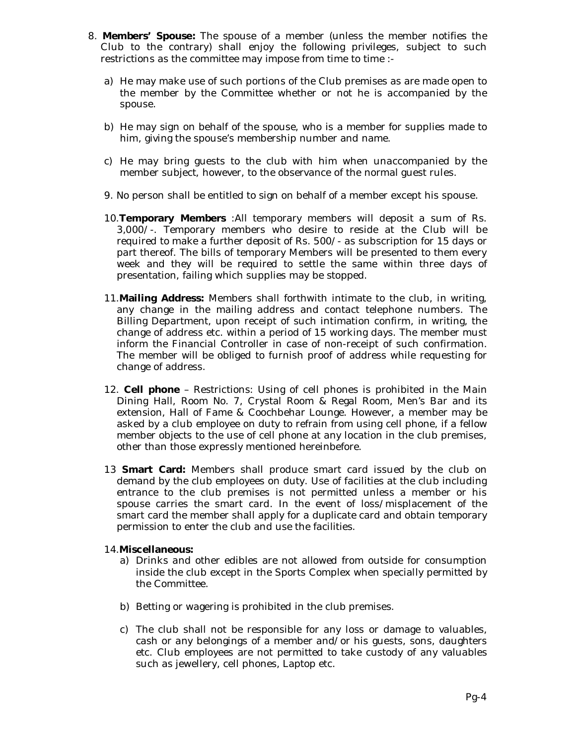8. **Members' Spouse:** The spouse of a member (unless the member notifies the Club to the contrary) shall enjoy the following privileges, subject to such restrictions as the committee may impose from time to time :-

   a) He may make use of such portions of the Club premises as are made open to the member by the Committee whether or not he is accompanied by the spouse.

   b) He may sign on behalf of the spouse, who is a member for supplies made to him, giving the spouse's membership number and name.

   c) He may bring guests to the club with him when unaccompanied by the member subject, however, to the observance of the normal guest rules.

9. No person shall be entitled to sign on behalf of a member except his spouse.

10. **Temporary Members** :All temporary members will deposit a sum of Rs. 3,000/-. Temporary members who desire to reside at the Club will be required to make a further deposit of Rs. 500/- as subscription for 15 days or part thereof. The bills of temporary Members will be presented to them every week and they will be required to settle the same within three days of presentation, failing which supplies may be stopped.

11. **Mailing Address:** Members shall forthwith intimate to the club, in writing, any change in the mailing address and contact telephone numbers. The Billing Department, upon receipt of such intimation confirm, in writing, the change of address etc. within a period of 15 working days. The member must inform the Financial Controller in case of non-receipt of such confirmation. The member will be obliged to furnish proof of address while requesting for change of address.

12. **Cell phone** – Restrictions: Using of cell phones is prohibited in the Main Dining Hall, Room No. 7, Crystal Room & Regal Room, Men's Bar and its extension, Hall of Fame & Coochbehar Lounge. However, a member may be asked by a club employee on duty to refrain from using cell phone, if a fellow member objects to the use of cell phone at any location in the club premises, other than those expressly mentioned hereinbefore.

13 **Smart Card:** Members shall produce smart card issued by the club on demand by the club employees on duty. Use of facilities at the club including entrance to the club premises is not permitted unless a member or his spouse carries the smart card. In the event of loss/misplacement of the smart card the member shall apply for a duplicate card and obtain temporary permission to enter the club and use the facilities.

14. **Miscellaneous:**

   a) Drinks and other edibles are not allowed from outside for consumption inside the club except in the Sports Complex when specially permitted by the Committee.

   b) Betting or wagering is prohibited in the club premises.

   c) The club shall not be responsible for any loss or damage to valuables, cash or any belongings of a member and/or his guests, sons, daughters etc. Club employees are not permitted to take custody of any valuables such as jewellery, cell phones, Laptop etc.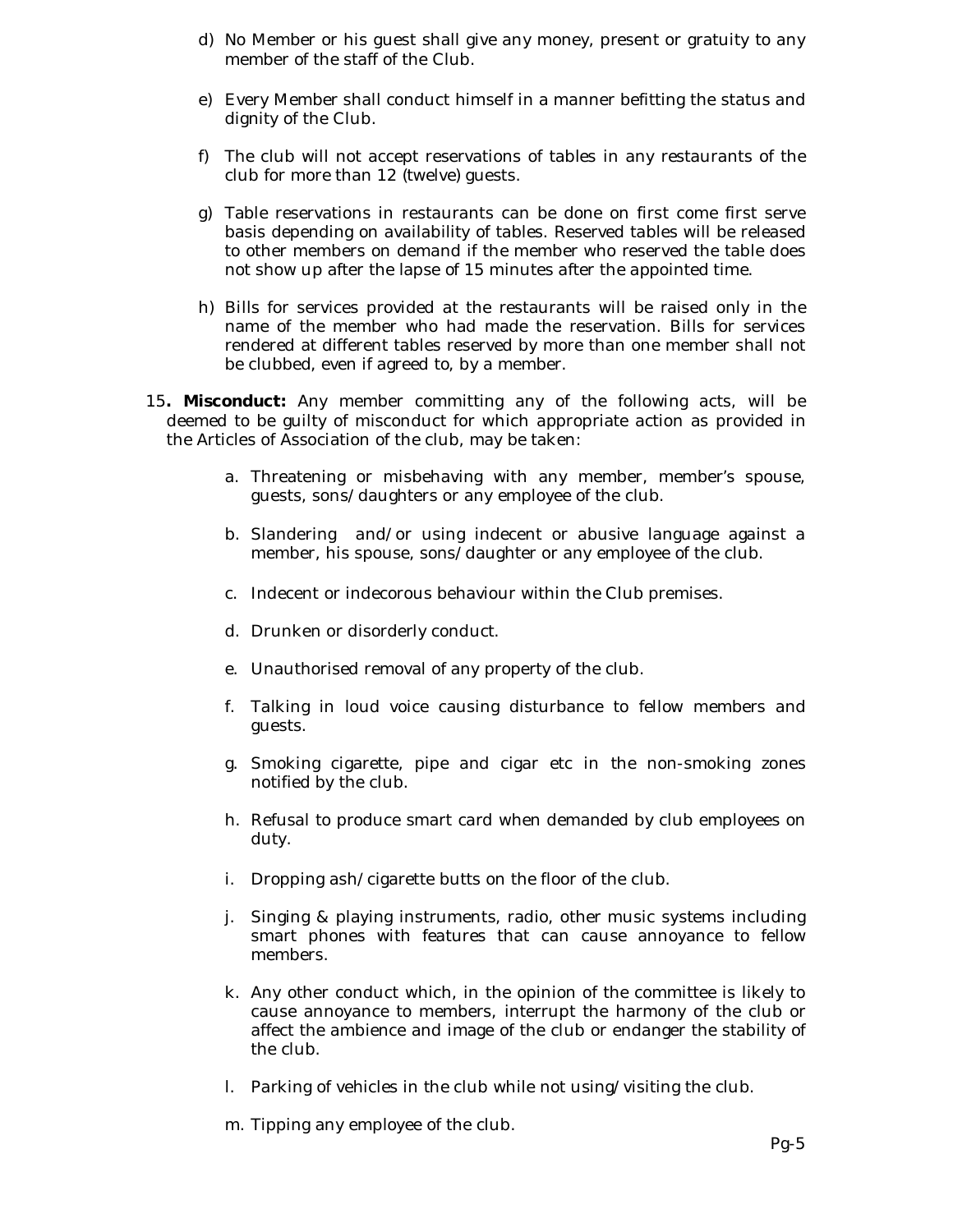d) No Member or his guest shall give any money, present or gratuity to any member of the staff of the Club.

e) Every Member shall conduct himself in a manner befitting the status and dignity of the Club.

f) The club will not accept reservations of tables in any restaurants of the club for more than 12 (twelve) guests.

g) Table reservations in restaurants can be done on first come first serve basis depending on availability of tables. Reserved tables will be released to other members on demand if the member who reserved the table does not show up after the lapse of 15 minutes after the appointed time.

h) Bills for services provided at the restaurants will be raised only in the name of the member who had made the reservation. Bills for services rendered at different tables reserved by more than one member shall not be clubbed, even if agreed to, by a member.

15**. Misconduct:** Any member committing any of the following acts, will be deemed to be guilty of misconduct for which appropriate action as provided in the Articles of Association of the club, may be taken:

a. Threatening or misbehaving with any member, member's spouse, guests, sons/daughters or any employee of the club.

b. Slandering and/or using indecent or abusive language against a member, his spouse, sons/daughter or any employee of the club.

c. Indecent or indecorous behaviour within the Club premises.

d. Drunken or disorderly conduct.

e. Unauthorised removal of any property of the club.

f. Talking in loud voice causing disturbance to fellow members and guests.

g. Smoking cigarette, pipe and cigar etc in the non-smoking zones notified by the club.

h. Refusal to produce smart card when demanded by club employees on duty.

i. Dropping ash/cigarette butts on the floor of the club.

j. Singing & playing instruments, radio, other music systems including smart phones with features that can cause annoyance to fellow members.

k. Any other conduct which, in the opinion of the committee is likely to cause annoyance to members, interrupt the harmony of the club or affect the ambience and image of the club or endanger the stability of the club.

l. Parking of vehicles in the club while not using/visiting the club.

m. Tipping any employee of the club.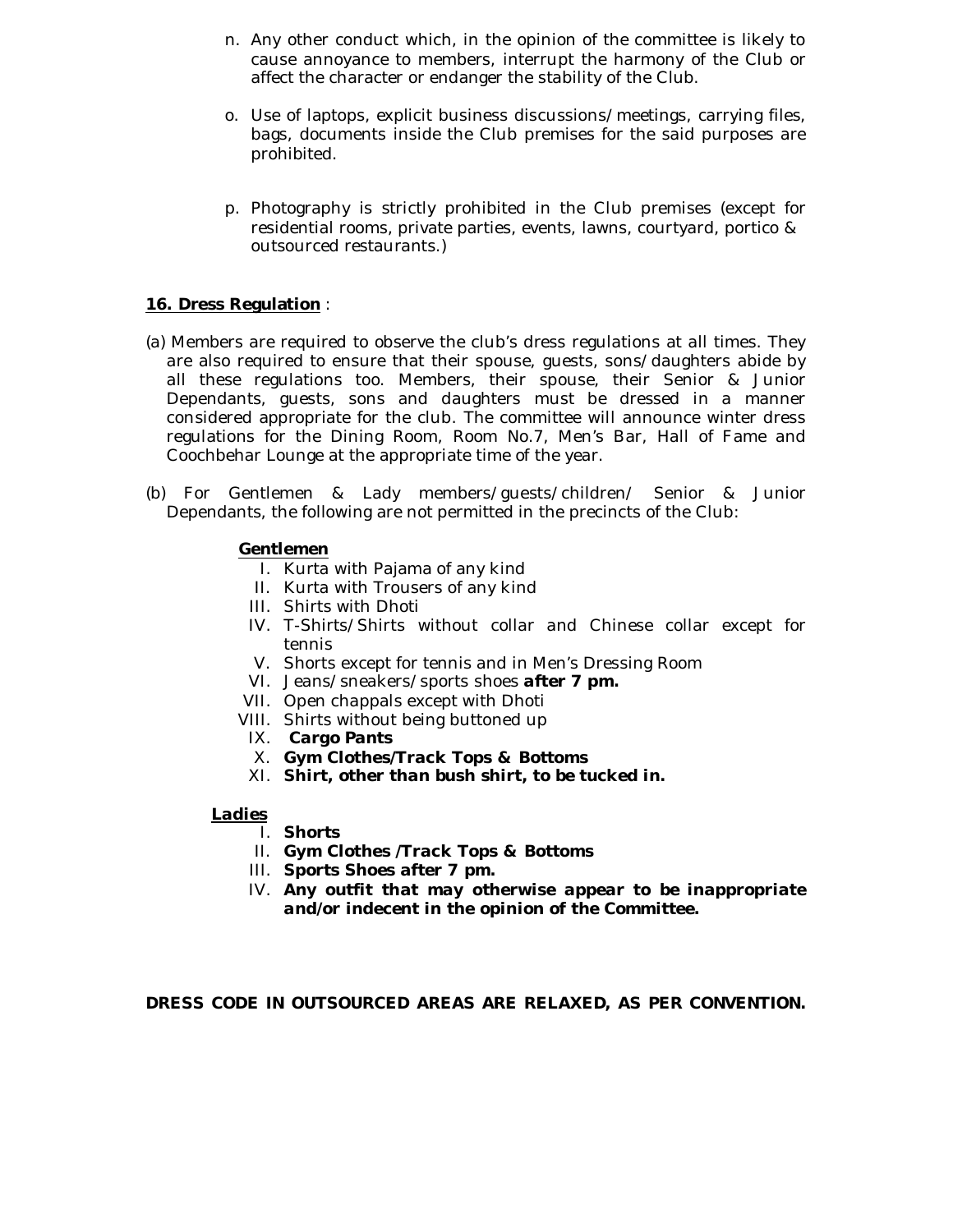n. Any other conduct which, in the opinion of the committee is likely to cause annoyance to members, interrupt the harmony of the Club or affect the character or endanger the stability of the Club.

o. Use of laptops, explicit business discussions/meetings, carrying files, bags, documents inside the Club premises for the said purposes are prohibited.

p. Photography is strictly prohibited in the Club premises (except for residential rooms, private parties, events, lawns, courtyard, portico & outsourced restaurants.)

**<u>16. Dress Regulation</u>** :

(a) Members are required to observe the club's dress regulations at all times. They are also required to ensure that their spouse, guests, sons/daughters abide by all these regulations too. Members, their spouse, their Senior & Junior Dependants, guests, sons and daughters must be dressed in a manner considered appropriate for the club. The committee will announce winter dress regulations for the Dining Room, Room No.7, Men's Bar, Hall of Fame and Coochbehar Lounge at the appropriate time of the year.

(b) For Gentlemen & Lady members/guests/children/ Senior & Junior Dependants, the following are not permitted in the precincts of the Club:

**<u>Gentlemen</u>**

I. Kurta with Pajama of any kind
II. Kurta with Trousers of any kind
III. Shirts with Dhoti
IV. T-Shirts/Shirts without collar and Chinese collar except for tennis
V. Shorts except for tennis and in Men's Dressing Room
VI. Jeans/sneakers/sports shoes **after 7 pm.**
VII. Open chappals except with Dhoti
VIII. Shirts without being buttoned up
IX. ***Cargo Pants***
X. **Gym Clothes/Track Tops & Bottoms**
XI. **Shirt, other than bush shirt, to be tucked in.**

**<u>Ladies</u>**

I. **Shorts**
II. **Gym Clothes /Track Tops & Bottoms**
III. **Sports Shoes after 7 pm.**
IV. **Any outfit that may otherwise appear to be inappropriate and/or indecent in the opinion of the Committee.**

**DRESS CODE IN OUTSOURCED AREAS ARE RELAXED, AS PER CONVENTION.**